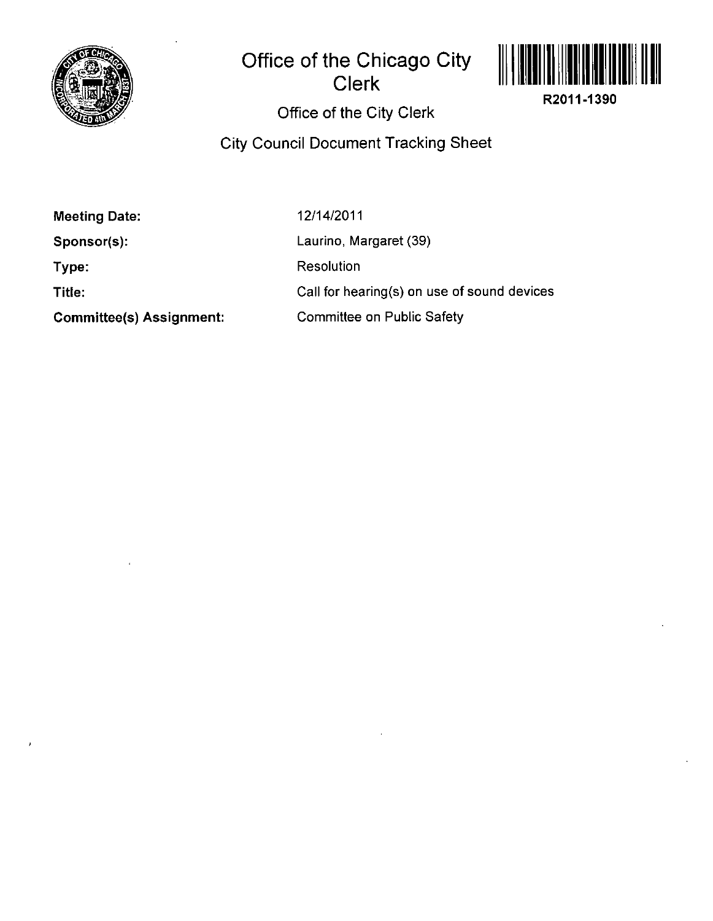# Office of the Chicago City Clerk

R2011-1390

## Office of the City Clerk

## City Council Document Tracking Sheet

| | |
|---|---|
| **Meeting Date:** | 12/14/2011 |
| **Sponsor(s):** | Laurino, Margaret (39) |
| **Type:** | Resolution |
| **Title:** | Call for hearing(s) on use of sound devices |
| **Committee(s) Assignment:** | Committee on Public Safety |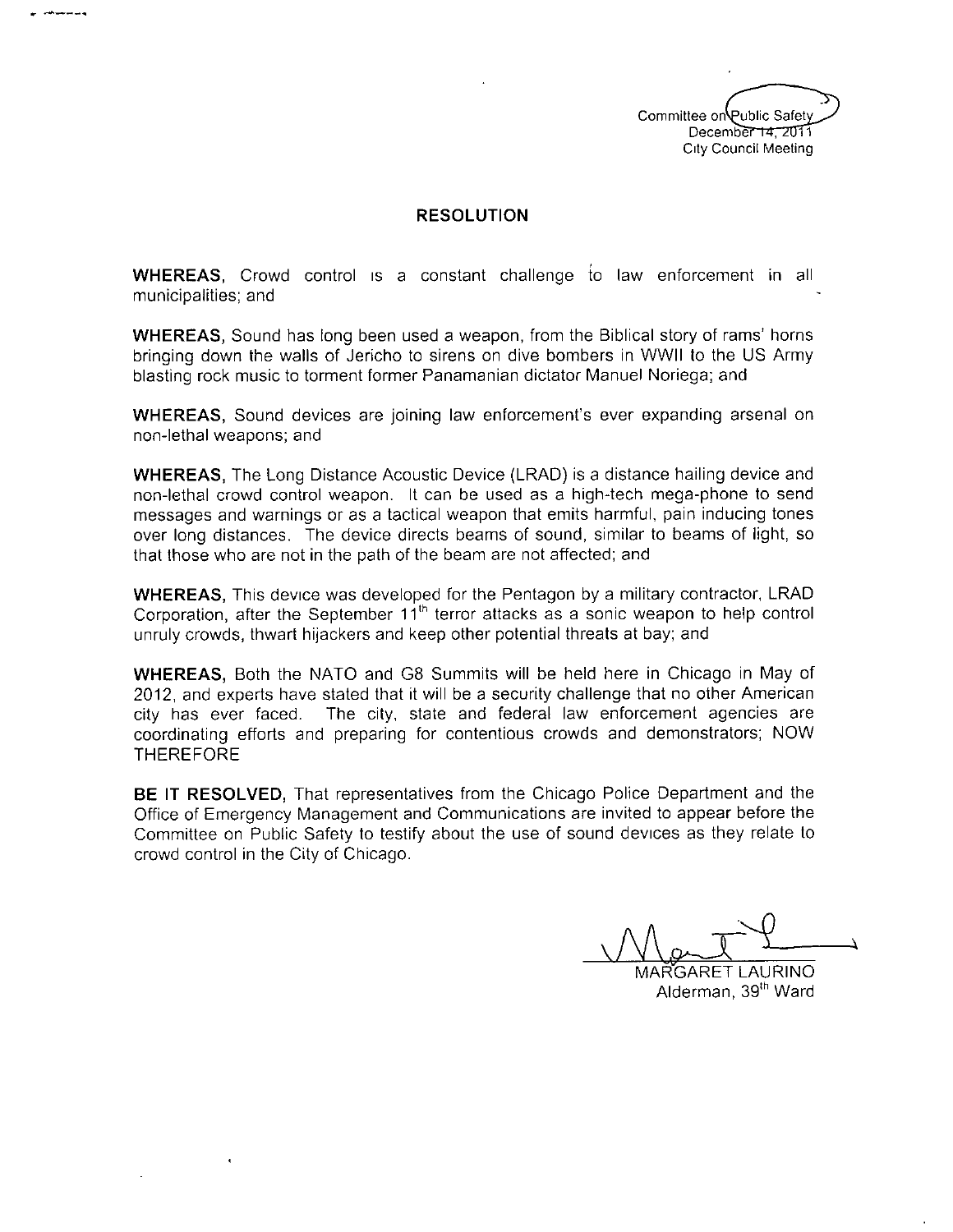Committee on Public Safety
December 14, 2011
City Council Meeting

## RESOLUTION

**WHEREAS,** Crowd control is a constant challenge to law enforcement in all municipalities; and

**WHEREAS,** Sound has long been used a weapon, from the Biblical story of rams' horns bringing down the walls of Jericho to sirens on dive bombers in WWII to the US Army blasting rock music to torment former Panamanian dictator Manuel Noriega; and

**WHEREAS,** Sound devices are joining law enforcement's ever expanding arsenal on non-lethal weapons; and

**WHEREAS,** The Long Distance Acoustic Device (LRAD) is a distance hailing device and non-lethal crowd control weapon. It can be used as a high-tech mega-phone to send messages and warnings or as a tactical weapon that emits harmful, pain inducing tones over long distances. The device directs beams of sound, similar to beams of light, so that those who are not in the path of the beam are not affected; and

**WHEREAS,** This device was developed for the Pentagon by a military contractor, LRAD Corporation, after the September 11th terror attacks as a sonic weapon to help control unruly crowds, thwart hijackers and keep other potential threats at bay; and

**WHEREAS,** Both the NATO and G8 Summits will be held here in Chicago in May of 2012, and experts have stated that it will be a security challenge that no other American city has ever faced. The city, state and federal law enforcement agencies are coordinating efforts and preparing for contentious crowds and demonstrators; NOW THEREFORE

**BE IT RESOLVED,** That representatives from the Chicago Police Department and the Office of Emergency Management and Communications are invited to appear before the Committee on Public Safety to testify about the use of sound devices as they relate to crowd control in the City of Chicago.

MARGARET LAURINO
Alderman, 39th Ward